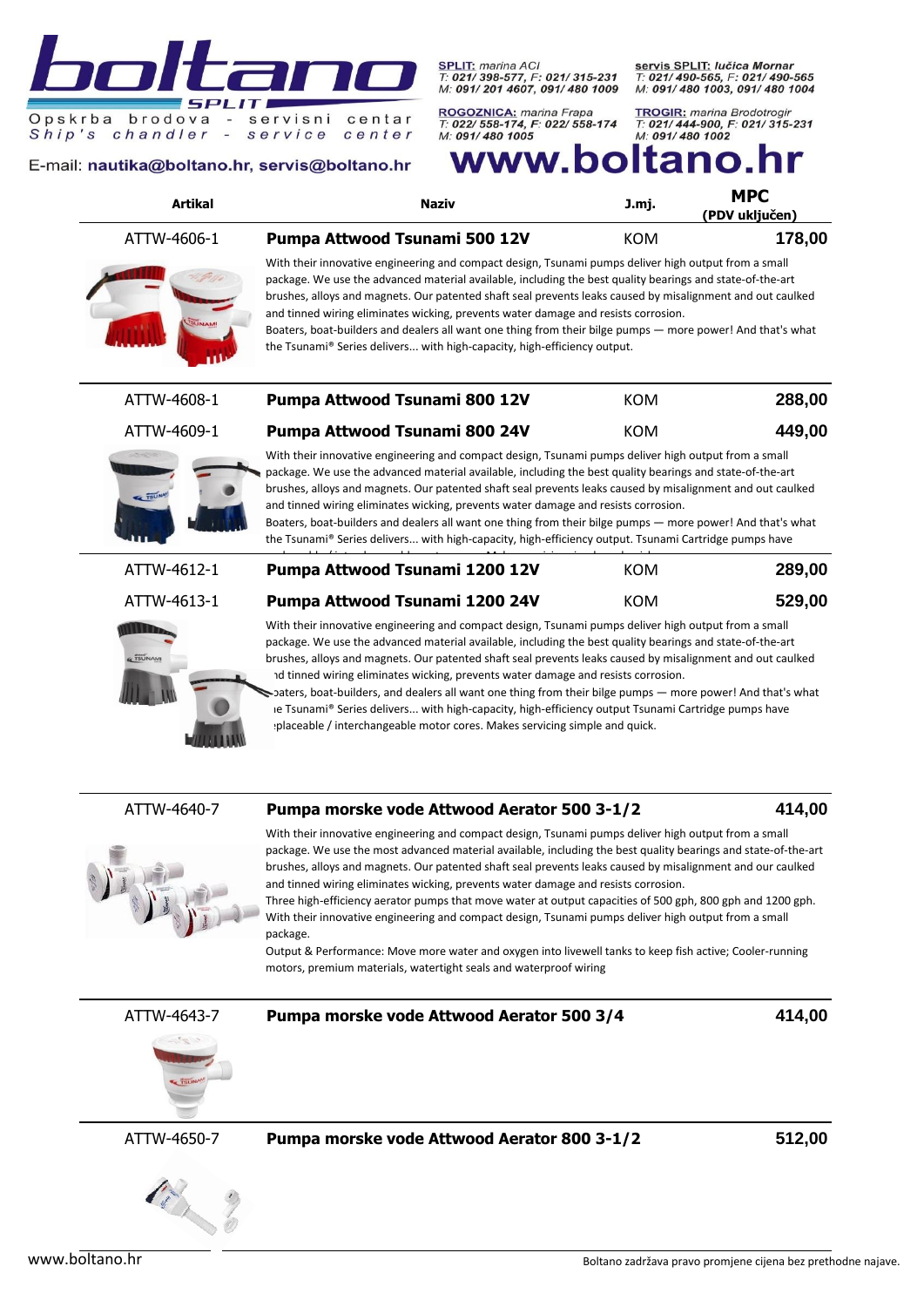# boltano

SPLIT

Opskrba brodova - servisni centar
Ship's chandler - service center

E-mail: nautika@boltano.hr, servis@boltano.hr

**SPLIT:** marina ACI
T: 021/ 398-577, F: 021/ 315-231
M: 091/ 201 4607, 091/ 480 1009

**servis SPLIT:** lučica Mornar
T: 021/ 490-565, F: 021/ 490-565
M: 091/ 480 1003, 091/ 480 1004

**ROGOZNICA:** marina Frapa
T: 022/ 558-174, F: 022/ 558-174
M: 091/ 480 1005

**TROGIR:** marina Brodotrogir
T: 021/ 444-900, F: 021/ 315-231
M: 091/ 480 1002

**www.boltano.hr**

| Artikal | Naziv | J.mj. | MPC (PDV uključen) |
|---|---|---|---|
| ATTW-4606-1 | **Pumpa Attwood Tsunami 500 12V** | KOM | 178,00 |

With their innovative engineering and compact design, Tsunami pumps deliver high output from a small package. We use the advanced material available, including the best quality bearings and state-of-the-art brushes, alloys and magnets. Our patented shaft seal prevents leaks caused by misalignment and out caulked and tinned wiring eliminates wicking, prevents water damage and resists corrosion.
Boaters, boat-builders and dealers all want one thing from their bilge pumps — more power! And that's what the Tsunami® Series delivers... with high-capacity, high-efficiency output.

| Artikal | Naziv | J.mj. | MPC (PDV uključen) |
|---|---|---|---|
| ATTW-4608-1 | **Pumpa Attwood Tsunami 800 12V** | KOM | 288,00 |
| ATTW-4609-1 | **Pumpa Attwood Tsunami 800 24V** | KOM | 449,00 |

With their innovative engineering and compact design, Tsunami pumps deliver high output from a small package. We use the advanced material available, including the best quality bearings and state-of-the-art brushes, alloys and magnets. Our patented shaft seal prevents leaks caused by misalignment and out caulked and tinned wiring eliminates wicking, prevents water damage and resists corrosion.
Boaters, boat-builders and dealers all want one thing from their bilge pumps — more power! And that's what the Tsunami® Series delivers... with high-capacity, high-efficiency output. Tsunami Cartridge pumps have

| Artikal | Naziv | J.mj. | MPC (PDV uključen) |
|---|---|---|---|
| ATTW-4612-1 | **Pumpa Attwood Tsunami 1200 12V** | KOM | 289,00 |
| ATTW-4613-1 | **Pumpa Attwood Tsunami 1200 24V** | KOM | 529,00 |

With their innovative engineering and compact design, Tsunami pumps deliver high output from a small package. We use the advanced material available, including the best quality bearings and state-of-the-art brushes, alloys and magnets. Our patented shaft seal prevents leaks caused by misalignment and out caulked and tinned wiring eliminates wicking, prevents water damage and resists corrosion.
Boaters, boat-builders, and dealers all want one thing from their bilge pumps — more power! And that's what the Tsunami® Series delivers... with high-capacity, high-efficiency output Tsunami Cartridge pumps have replaceable / interchangeable motor cores. Makes servicing simple and quick.

| Artikal | Naziv | J.mj. | MPC (PDV uključen) |
|---|---|---|---|
| ATTW-4640-7 | **Pumpa morske vode Attwood Aerator 500 3-1/2** | | 414,00 |

With their innovative engineering and compact design, Tsunami pumps deliver high output from a small package. We use the most advanced material available, including the best quality bearings and state-of-the-art brushes, alloys and magnets. Our patented shaft seal prevents leaks caused by misalignment and our caulked and tinned wiring eliminates wicking, prevents water damage and resists corrosion.
Three high-efficiency aerator pumps that move water at output capacities of 500 gph, 800 gph and 1200 gph. With their innovative engineering and compact design, Tsunami pumps deliver high output from a small package.
Output & Performance: Move more water and oxygen into livewell tanks to keep fish active; Cooler-running motors, premium materials, watertight seals and waterproof wiring

| Artikal | Naziv | J.mj. | MPC (PDV uključen) |
|---|---|---|---|
| ATTW-4643-7 | **Pumpa morske vode Attwood Aerator 500 3/4** | | 414,00 |
| ATTW-4650-7 | **Pumpa morske vode Attwood Aerator 800 3-1/2** | | 512,00 |

Boltano zadržava pravo promjene cijena bez prethodne najave.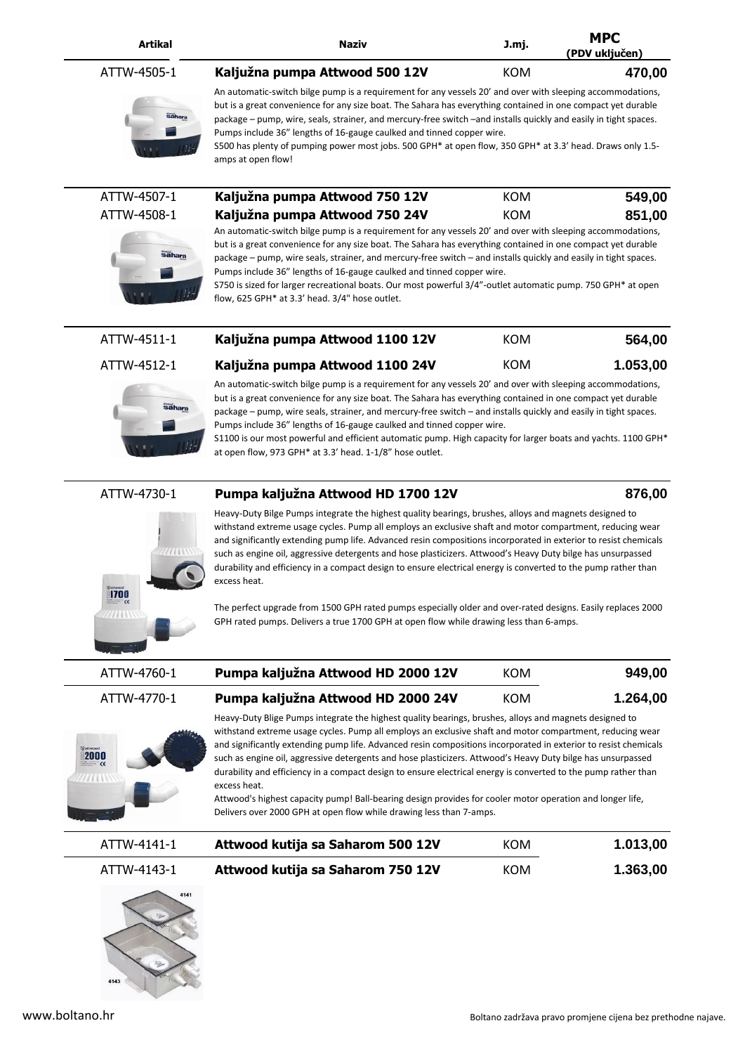| Artikal | Naziv | J.mj. | MPC (PDV uključen) |
|---|---|---|---|
| ATTW-4505-1 | **Kaljužna pumpa Attwood 500 12V** | KOM | **470,00** |

An automatic-switch bilge pump is a requirement for any vessels 20' and over with sleeping accommodations, but is a great convenience for any size boat. The Sahara has everything contained in one compact yet durable package – pump, wire, seals, strainer, and mercury-free switch –and installs quickly and easily in tight spaces. Pumps include 36" lengths of 16-gauge caulked and tinned copper wire.
S500 has plenty of pumping power most jobs. 500 GPH* at open flow, 350 GPH* at 3.3' head. Draws only 1.5-amps at open flow!

| Artikal | Naziv | J.mj. | MPC (PDV uključen) |
|---|---|---|---|
| ATTW-4507-1 | **Kaljužna pumpa Attwood 750 12V** | KOM | **549,00** |
| ATTW-4508-1 | **Kaljužna pumpa Attwood 750 24V** | KOM | **851,00** |

An automatic-switch bilge pump is a requirement for any vessels 20' and over with sleeping accommodations, but is a great convenience for any size boat. The Sahara has everything contained in one compact yet durable package – pump, wire seals, strainer, and mercury-free switch – and installs quickly and easily in tight spaces. Pumps include 36" lengths of 16-gauge caulked and tinned copper wire.
S750 is sized for larger recreational boats. Our most powerful 3/4"-outlet automatic pump. 750 GPH* at open flow, 625 GPH* at 3.3' head. 3/4" hose outlet.

| Artikal | Naziv | J.mj. | MPC (PDV uključen) |
|---|---|---|---|
| ATTW-4511-1 | **Kaljužna pumpa Attwood 1100 12V** | KOM | **564,00** |
| ATTW-4512-1 | **Kaljužna pumpa Attwood 1100 24V** | KOM | **1.053,00** |

An automatic-switch bilge pump is a requirement for any vessels 20' and over with sleeping accommodations, but is a great convenience for any size boat. The Sahara has everything contained in one compact yet durable package – pump, wire seals, strainer, and mercury-free switch – and installs quickly and easily in tight spaces. Pumps include 36" lengths of 16-gauge caulked and tinned copper wire.
S1100 is our most powerful and efficient automatic pump. High capacity for larger boats and yachts. 1100 GPH* at open flow, 973 GPH* at 3.3' head. 1-1/8" hose outlet.

| Artikal | Naziv | J.mj. | MPC (PDV uključen) |
|---|---|---|---|
| ATTW-4730-1 | **Pumpa kaljužna Attwood HD 1700 12V** | | **876,00** |

Heavy-Duty Bilge Pumps integrate the highest quality bearings, brushes, alloys and magnets designed to withstand extreme usage cycles. Pump all employs an exclusive shaft and motor compartment, reducing wear and significantly extending pump life. Advanced resin compositions incorporated in exterior to resist chemicals such as engine oil, aggressive detergents and hose plasticizers. Attwood's Heavy Duty bilge has unsurpassed durability and efficiency in a compact design to ensure electrical energy is converted to the pump rather than excess heat.

The perfect upgrade from 1500 GPH rated pumps especially older and over-rated designs. Easily replaces 2000 GPH rated pumps. Delivers a true 1700 GPH at open flow while drawing less than 6-amps.

| Artikal | Naziv | J.mj. | MPC (PDV uključen) |
|---|---|---|---|
| ATTW-4760-1 | **Pumpa kaljužna Attwood HD 2000 12V** | KOM | **949,00** |
| ATTW-4770-1 | **Pumpa kaljužna Attwood HD 2000 24V** | KOM | **1.264,00** |

Heavy-Duty Blige Pumps integrate the highest quality bearings, brushes, alloys and magnets designed to withstand extreme usage cycles. Pump all employs an exclusive shaft and motor compartment, reducing wear and significantly extending pump life. Advanced resin compositions incorporated in exterior to resist chemicals such as engine oil, aggressive detergents and hose plasticizers. Attwood's Heavy Duty bilge has unsurpassed durability and efficiency in a compact design to ensure electrical energy is converted to the pump rather than excess heat.
Attwood's highest capacity pump! Ball-bearing design provides for cooler motor operation and longer life, Delivers over 2000 GPH at open flow while drawing less than 7-amps.

| Artikal | Naziv | J.mj. | MPC (PDV uključen) |
|---|---|---|---|
| ATTW-4141-1 | **Attwood kutija sa Saharom 500 12V** | KOM | **1.013,00** |
| ATTW-4143-1 | **Attwood kutija sa Saharom 750 12V** | KOM | **1.363,00** |

www.boltano.hr

Boltano zadržava pravo promjene cijena bez prethodne najave.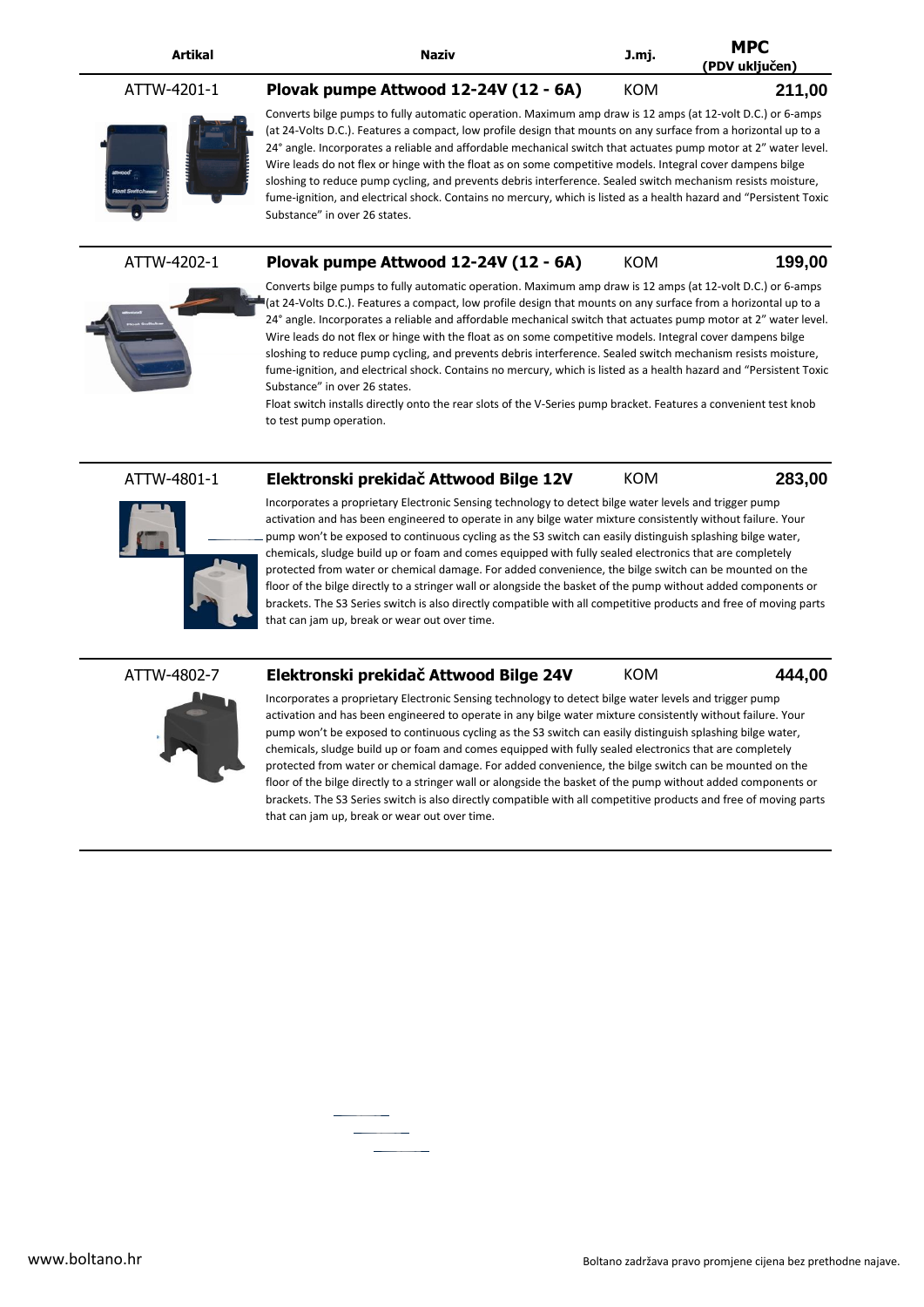| Artikal | Naziv | J.mj. | MPC (PDV uključen) |
| --- | --- | --- | --- |
| ATTW-4201-1 | **Plovak pumpe Attwood 12-24V (12 - 6A)** | KOM | **211,00** |
| ATTW-4202-1 | **Plovak pumpe Attwood 12-24V (12 - 6A)** | KOM | **199,00** |
| ATTW-4801-1 | **Elektronski prekidač Attwood Bilge 12V** | KOM | **283,00** |
| ATTW-4802-7 | **Elektronski prekidač Attwood Bilge 24V** | KOM | **444,00** |

**ATTW-4201-1 — Plovak pumpe Attwood 12-24V (12 - 6A)**

Converts bilge pumps to fully automatic operation. Maximum amp draw is 12 amps (at 12-volt D.C.) or 6-amps (at 24-Volts D.C.). Features a compact, low profile design that mounts on any surface from a horizontal up to a 24° angle. Incorporates a reliable and affordable mechanical switch that actuates pump motor at 2" water level. Wire leads do not flex or hinge with the float as on some competitive models. Integral cover dampens bilge sloshing to reduce pump cycling, and prevents debris interference. Sealed switch mechanism resists moisture, fume-ignition, and electrical shock. Contains no mercury, which is listed as a health hazard and "Persistent Toxic Substance" in over 26 states.

**ATTW-4202-1 — Plovak pumpe Attwood 12-24V (12 - 6A)**

Converts bilge pumps to fully automatic operation. Maximum amp draw is 12 amps (at 12-volt D.C.) or 6-amps (at 24-Volts D.C.). Features a compact, low profile design that mounts on any surface from a horizontal up to a 24° angle. Incorporates a reliable and affordable mechanical switch that actuates pump motor at 2" water level. Wire leads do not flex or hinge with the float as on some competitive models. Integral cover dampens bilge sloshing to reduce pump cycling, and prevents debris interference. Sealed switch mechanism resists moisture, fume-ignition, and electrical shock. Contains no mercury, which is listed as a health hazard and "Persistent Toxic Substance" in over 26 states.
Float switch installs directly onto the rear slots of the V-Series pump bracket. Features a convenient test knob to test pump operation.

**ATTW-4801-1 — Elektronski prekidač Attwood Bilge 12V**

Incorporates a proprietary Electronic Sensing technology to detect bilge water levels and trigger pump activation and has been engineered to operate in any bilge water mixture consistently without failure. Your pump won't be exposed to continuous cycling as the S3 switch can easily distinguish splashing bilge water, chemicals, sludge build up or foam and comes equipped with fully sealed electronics that are completely protected from water or chemical damage. For added convenience, the bilge switch can be mounted on the floor of the bilge directly to a stringer wall or alongside the basket of the pump without added components or brackets. The S3 Series switch is also directly compatible with all competitive products and free of moving parts that can jam up, break or wear out over time.

**ATTW-4802-7 — Elektronski prekidač Attwood Bilge 24V**

Incorporates a proprietary Electronic Sensing technology to detect bilge water levels and trigger pump activation and has been engineered to operate in any bilge water mixture consistently without failure. Your pump won't be exposed to continuous cycling as the S3 switch can easily distinguish splashing bilge water, chemicals, sludge build up or foam and comes equipped with fully sealed electronics that are completely protected from water or chemical damage. For added convenience, the bilge switch can be mounted on the floor of the bilge directly to a stringer wall or alongside the basket of the pump without added components or brackets. The S3 Series switch is also directly compatible with all competitive products and free of moving parts that can jam up, break or wear out over time.

www.boltano.hr

Boltano zadržava pravo promjene cijena bez prethodne najave.